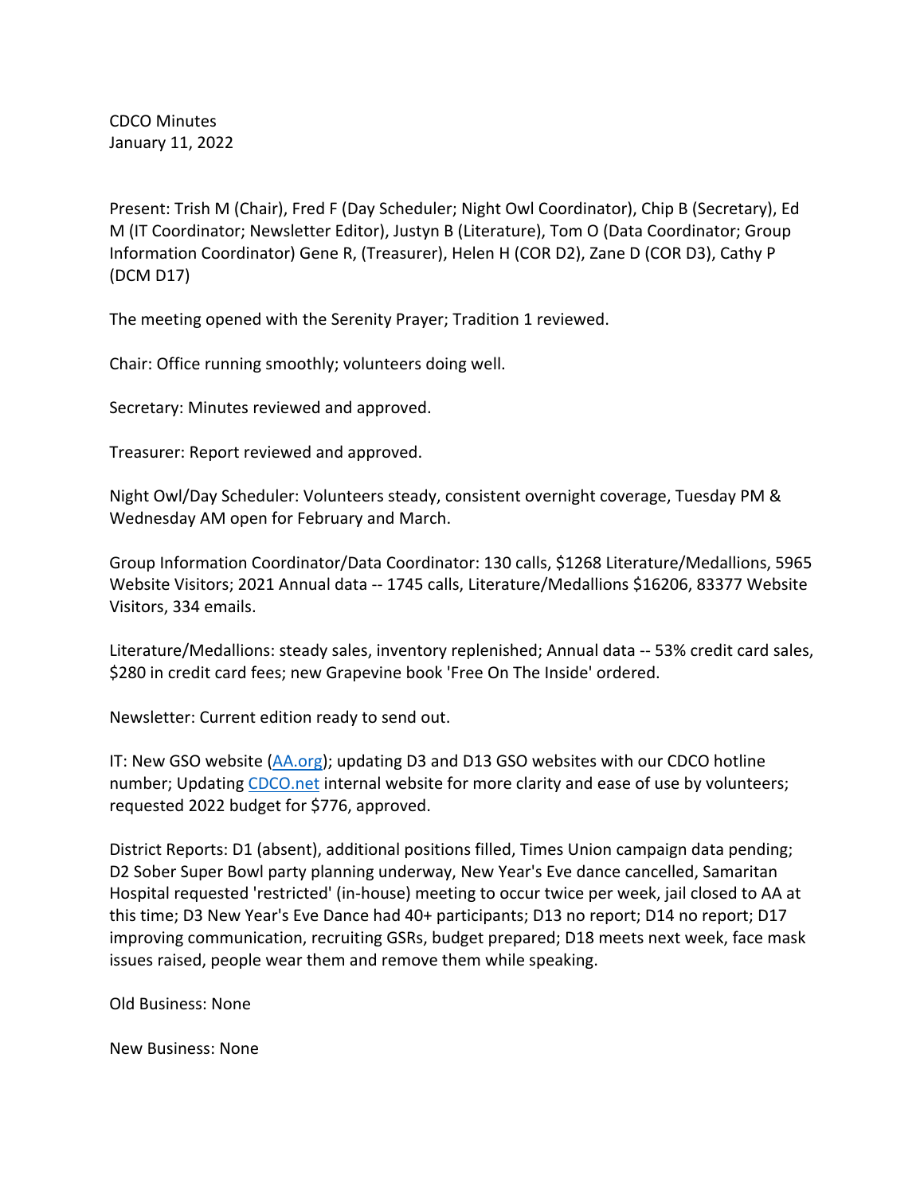CDCO Minutes
January 11, 2022

Present: Trish M (Chair), Fred F (Day Scheduler; Night Owl Coordinator), Chip B (Secretary), Ed M (IT Coordinator; Newsletter Editor), Justyn B (Literature), Tom O (Data Coordinator; Group Information Coordinator) Gene R, (Treasurer), Helen H (COR D2), Zane D (COR D3), Cathy P (DCM D17)

The meeting opened with the Serenity Prayer; Tradition 1 reviewed.

Chair: Office running smoothly; volunteers doing well.

Secretary: Minutes reviewed and approved.

Treasurer: Report reviewed and approved.

Night Owl/Day Scheduler: Volunteers steady, consistent overnight coverage, Tuesday PM & Wednesday AM open for February and March.

Group Information Coordinator/Data Coordinator: 130 calls, $1268 Literature/Medallions, 5965 Website Visitors; 2021 Annual data -- 1745 calls, Literature/Medallions $16206, 83377 Website Visitors, 334 emails.

Literature/Medallions: steady sales, inventory replenished; Annual data -- 53% credit card sales, $280 in credit card fees; new Grapevine book 'Free On The Inside' ordered.

Newsletter: Current edition ready to send out.

IT: New GSO website ([AA.org](AA.org)); updating D3 and D13 GSO websites with our CDCO hotline number; Updating [CDCO.net](CDCO.net) internal website for more clarity and ease of use by volunteers; requested 2022 budget for $776, approved.

District Reports: D1 (absent), additional positions filled, Times Union campaign data pending; D2 Sober Super Bowl party planning underway, New Year's Eve dance cancelled, Samaritan Hospital requested 'restricted' (in-house) meeting to occur twice per week, jail closed to AA at this time; D3 New Year's Eve Dance had 40+ participants; D13 no report; D14 no report; D17 improving communication, recruiting GSRs, budget prepared; D18 meets next week, face mask issues raised, people wear them and remove them while speaking.

Old Business: None

New Business: None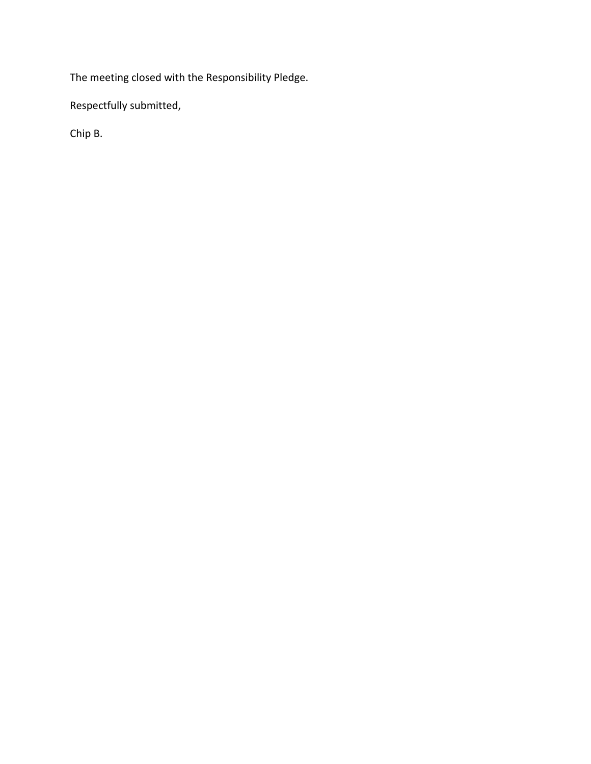The meeting closed with the Responsibility Pledge.

Respectfully submitted,

Chip B.